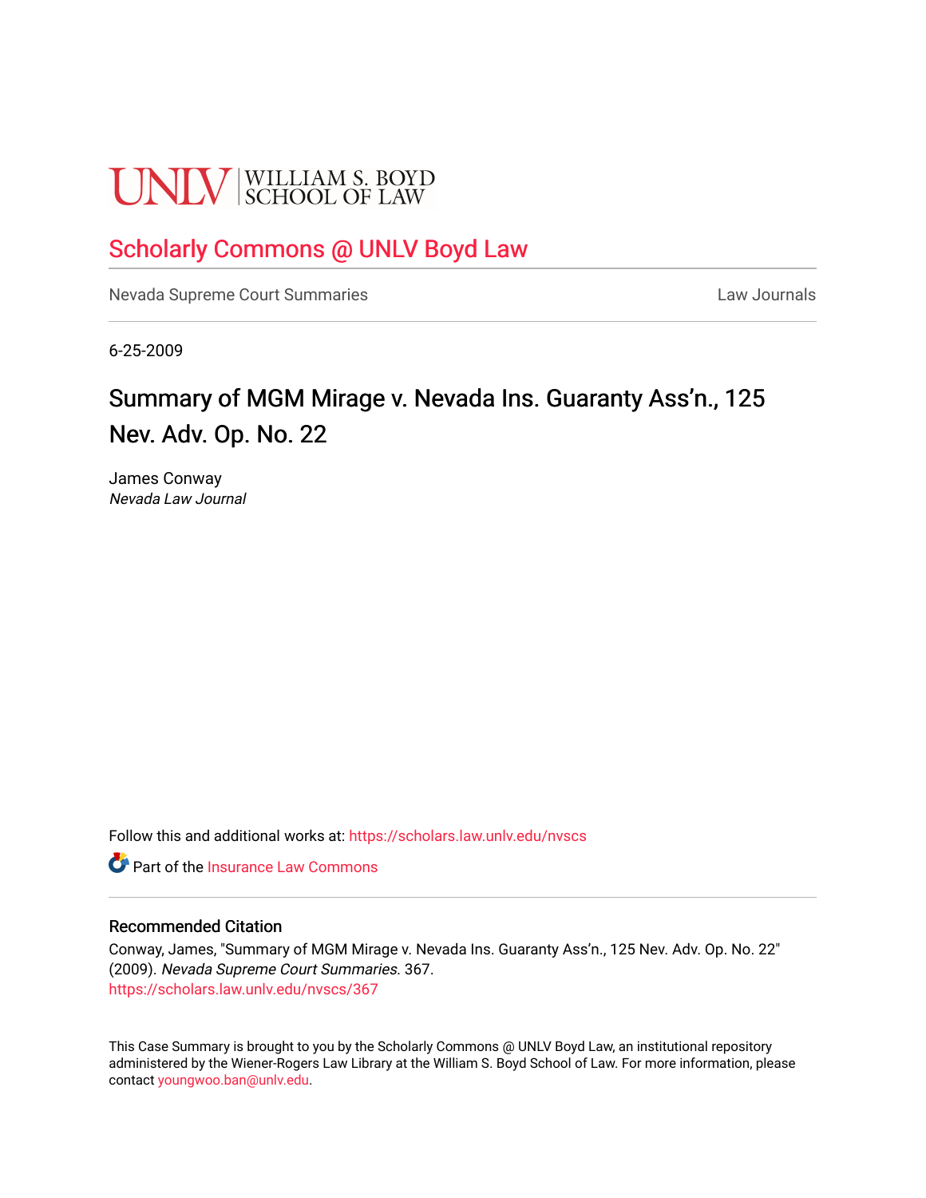UNLV | WILLIAM S. BOYD SCHOOL OF LAW

## Scholarly Commons @ UNLV Boyd Law

Nevada Supreme Court Summaries | Law Journals

6-25-2009

# Summary of MGM Mirage v. Nevada Ins. Guaranty Ass'n., 125 Nev. Adv. Op. No. 22

James Conway
*Nevada Law Journal*

Follow this and additional works at: https://scholars.law.unlv.edu/nvscs

Part of the Insurance Law Commons

### Recommended Citation

Conway, James, "Summary of MGM Mirage v. Nevada Ins. Guaranty Ass'n., 125 Nev. Adv. Op. No. 22" (2009). *Nevada Supreme Court Summaries*. 367.
https://scholars.law.unlv.edu/nvscs/367

This Case Summary is brought to you by the Scholarly Commons @ UNLV Boyd Law, an institutional repository administered by the Wiener-Rogers Law Library at the William S. Boyd School of Law. For more information, please contact youngwoo.ban@unlv.edu.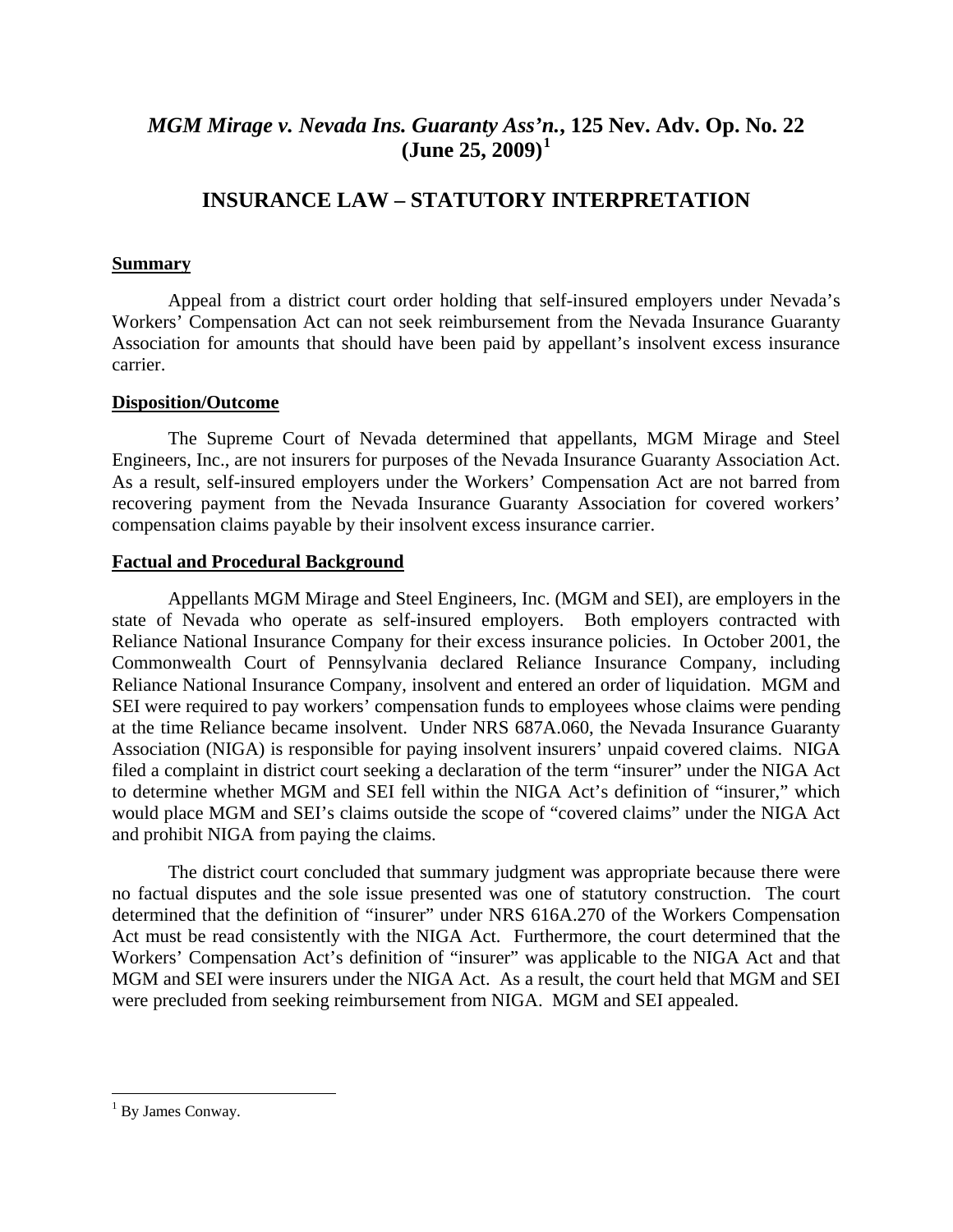# *MGM Mirage v. Nevada Ins. Guaranty Ass'n.*, 125 Nev. Adv. Op. No. 22 (June 25, 2009)[1]

## INSURANCE LAW – STATUTORY INTERPRETATION

**Summary**

Appeal from a district court order holding that self-insured employers under Nevada's Workers' Compensation Act can not seek reimbursement from the Nevada Insurance Guaranty Association for amounts that should have been paid by appellant's insolvent excess insurance carrier.

**Disposition/Outcome**

The Supreme Court of Nevada determined that appellants, MGM Mirage and Steel Engineers, Inc., are not insurers for purposes of the Nevada Insurance Guaranty Association Act. As a result, self-insured employers under the Workers' Compensation Act are not barred from recovering payment from the Nevada Insurance Guaranty Association for covered workers' compensation claims payable by their insolvent excess insurance carrier.

**Factual and Procedural Background**

Appellants MGM Mirage and Steel Engineers, Inc. (MGM and SEI), are employers in the state of Nevada who operate as self-insured employers. Both employers contracted with Reliance National Insurance Company for their excess insurance policies. In October 2001, the Commonwealth Court of Pennsylvania declared Reliance Insurance Company, including Reliance National Insurance Company, insolvent and entered an order of liquidation. MGM and SEI were required to pay workers' compensation funds to employees whose claims were pending at the time Reliance became insolvent. Under NRS 687A.060, the Nevada Insurance Guaranty Association (NIGA) is responsible for paying insolvent insurers' unpaid covered claims. NIGA filed a complaint in district court seeking a declaration of the term "insurer" under the NIGA Act to determine whether MGM and SEI fell within the NIGA Act's definition of "insurer," which would place MGM and SEI's claims outside the scope of "covered claims" under the NIGA Act and prohibit NIGA from paying the claims.

The district court concluded that summary judgment was appropriate because there were no factual disputes and the sole issue presented was one of statutory construction. The court determined that the definition of "insurer" under NRS 616A.270 of the Workers Compensation Act must be read consistently with the NIGA Act. Furthermore, the court determined that the Workers' Compensation Act's definition of "insurer" was applicable to the NIGA Act and that MGM and SEI were insurers under the NIGA Act. As a result, the court held that MGM and SEI were precluded from seeking reimbursement from NIGA. MGM and SEI appealed.

---

[1] By James Conway.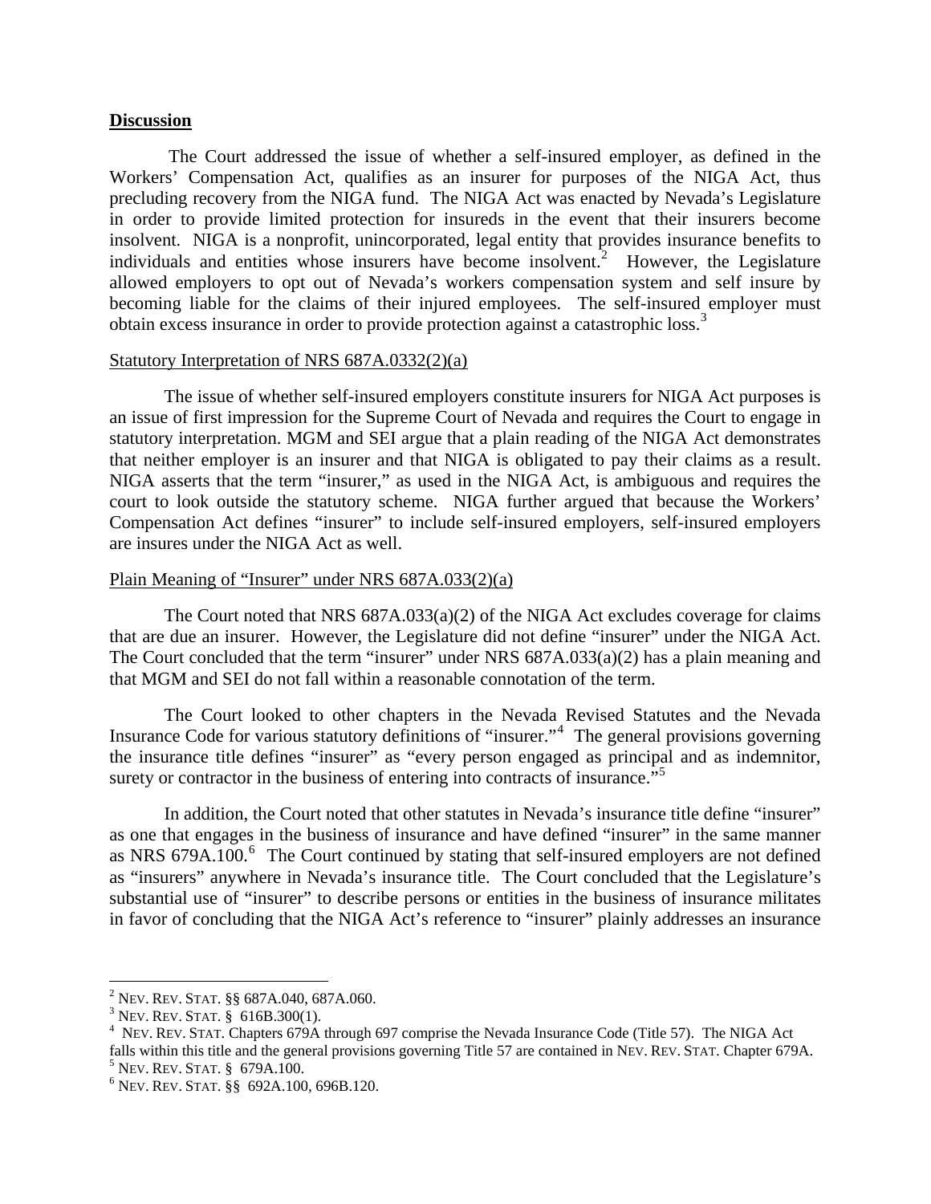**Discussion**

The Court addressed the issue of whether a self-insured employer, as defined in the Workers' Compensation Act, qualifies as an insurer for purposes of the NIGA Act, thus precluding recovery from the NIGA fund. The NIGA Act was enacted by Nevada's Legislature in order to provide limited protection for insureds in the event that their insurers become insolvent. NIGA is a nonprofit, unincorporated, legal entity that provides insurance benefits to individuals and entities whose insurers have become insolvent.[2] However, the Legislature allowed employers to opt out of Nevada's workers compensation system and self insure by becoming liable for the claims of their injured employees. The self-insured employer must obtain excess insurance in order to provide protection against a catastrophic loss.[3]

Statutory Interpretation of NRS 687A.0332(2)(a)

The issue of whether self-insured employers constitute insurers for NIGA Act purposes is an issue of first impression for the Supreme Court of Nevada and requires the Court to engage in statutory interpretation. MGM and SEI argue that a plain reading of the NIGA Act demonstrates that neither employer is an insurer and that NIGA is obligated to pay their claims as a result. NIGA asserts that the term "insurer," as used in the NIGA Act, is ambiguous and requires the court to look outside the statutory scheme. NIGA further argued that because the Workers' Compensation Act defines "insurer" to include self-insured employers, self-insured employers are insures under the NIGA Act as well.

Plain Meaning of "Insurer" under NRS 687A.033(2)(a)

The Court noted that NRS 687A.033(a)(2) of the NIGA Act excludes coverage for claims that are due an insurer. However, the Legislature did not define "insurer" under the NIGA Act. The Court concluded that the term "insurer" under NRS 687A.033(a)(2) has a plain meaning and that MGM and SEI do not fall within a reasonable connotation of the term.

The Court looked to other chapters in the Nevada Revised Statutes and the Nevada Insurance Code for various statutory definitions of "insurer."[4] The general provisions governing the insurance title defines "insurer" as "every person engaged as principal and as indemnitor, surety or contractor in the business of entering into contracts of insurance."[5]

In addition, the Court noted that other statutes in Nevada's insurance title define "insurer" as one that engages in the business of insurance and have defined "insurer" in the same manner as NRS 679A.100.[6] The Court continued by stating that self-insured employers are not defined as "insurers" anywhere in Nevada's insurance title. The Court concluded that the Legislature's substantial use of "insurer" to describe persons or entities in the business of insurance militates in favor of concluding that the NIGA Act's reference to "insurer" plainly addresses an insurance

---

[2] NEV. REV. STAT. §§ 687A.040, 687A.060.

[3] NEV. REV. STAT. § 616B.300(1).

[4] NEV. REV. STAT. Chapters 679A through 697 comprise the Nevada Insurance Code (Title 57). The NIGA Act falls within this title and the general provisions governing Title 57 are contained in NEV. REV. STAT. Chapter 679A.

[5] NEV. REV. STAT. § 679A.100.

[6] NEV. REV. STAT. §§ 692A.100, 696B.120.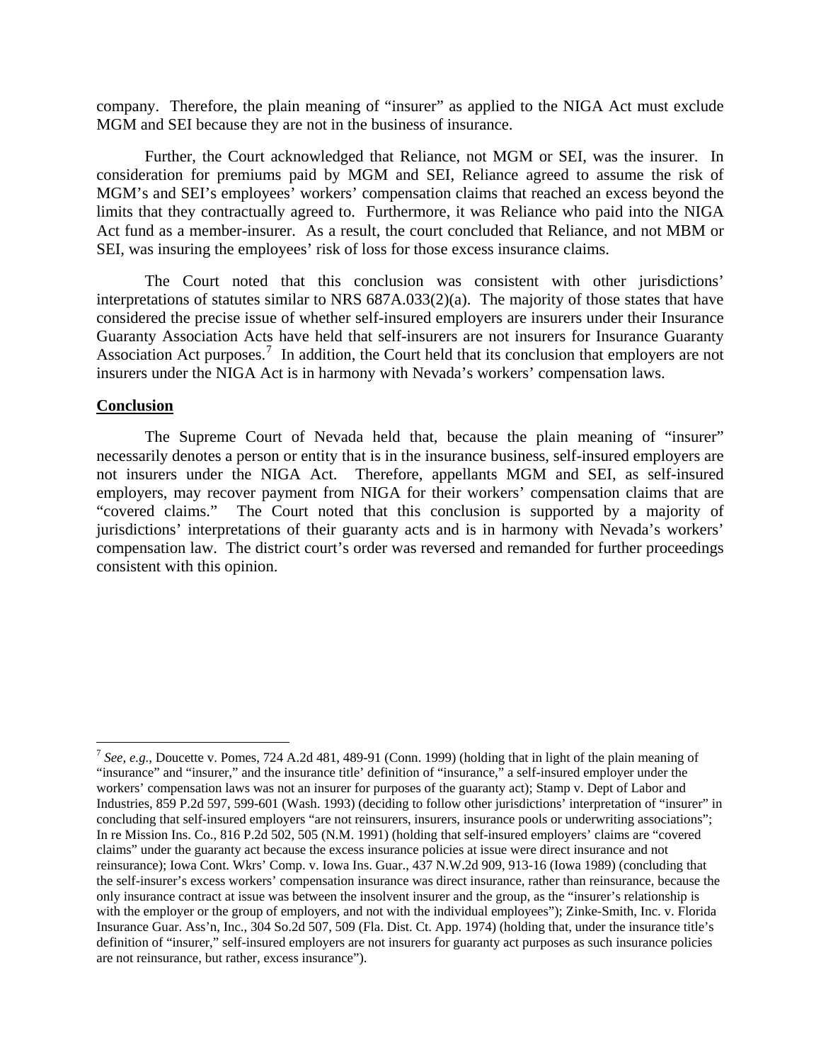company. Therefore, the plain meaning of "insurer" as applied to the NIGA Act must exclude MGM and SEI because they are not in the business of insurance.

Further, the Court acknowledged that Reliance, not MGM or SEI, was the insurer. In consideration for premiums paid by MGM and SEI, Reliance agreed to assume the risk of MGM's and SEI's employees' workers' compensation claims that reached an excess beyond the limits that they contractually agreed to. Furthermore, it was Reliance who paid into the NIGA Act fund as a member-insurer. As a result, the court concluded that Reliance, and not MBM or SEI, was insuring the employees' risk of loss for those excess insurance claims.

The Court noted that this conclusion was consistent with other jurisdictions' interpretations of statutes similar to NRS 687A.033(2)(a). The majority of those states that have considered the precise issue of whether self-insured employers are insurers under their Insurance Guaranty Association Acts have held that self-insurers are not insurers for Insurance Guaranty Association Act purposes.[7] In addition, the Court held that its conclusion that employers are not insurers under the NIGA Act is in harmony with Nevada's workers' compensation laws.

**Conclusion**

The Supreme Court of Nevada held that, because the plain meaning of "insurer" necessarily denotes a person or entity that is in the insurance business, self-insured employers are not insurers under the NIGA Act. Therefore, appellants MGM and SEI, as self-insured employers, may recover payment from NIGA for their workers' compensation claims that are "covered claims." The Court noted that this conclusion is supported by a majority of jurisdictions' interpretations of their guaranty acts and is in harmony with Nevada's workers' compensation law. The district court's order was reversed and remanded for further proceedings consistent with this opinion.

---

[7] *See, e.g.*, Doucette v. Pomes, 724 A.2d 481, 489-91 (Conn. 1999) (holding that in light of the plain meaning of "insurance" and "insurer," and the insurance title' definition of "insurance," a self-insured employer under the workers' compensation laws was not an insurer for purposes of the guaranty act); Stamp v. Dept of Labor and Industries, 859 P.2d 597, 599-601 (Wash. 1993) (deciding to follow other jurisdictions' interpretation of "insurer" in concluding that self-insured employers "are not reinsurers, insurers, insurance pools or underwriting associations"; In re Mission Ins. Co., 816 P.2d 502, 505 (N.M. 1991) (holding that self-insured employers' claims are "covered claims" under the guaranty act because the excess insurance policies at issue were direct insurance and not reinsurance); Iowa Cont. Wkrs' Comp. v. Iowa Ins. Guar., 437 N.W.2d 909, 913-16 (Iowa 1989) (concluding that the self-insurer's excess workers' compensation insurance was direct insurance, rather than reinsurance, because the only insurance contract at issue was between the insolvent insurer and the group, as the "insurer's relationship is with the employer or the group of employers, and not with the individual employees"); Zinke-Smith, Inc. v. Florida Insurance Guar. Ass'n, Inc., 304 So.2d 507, 509 (Fla. Dist. Ct. App. 1974) (holding that, under the insurance title's definition of "insurer," self-insured employers are not insurers for guaranty act purposes as such insurance policies are not reinsurance, but rather, excess insurance").